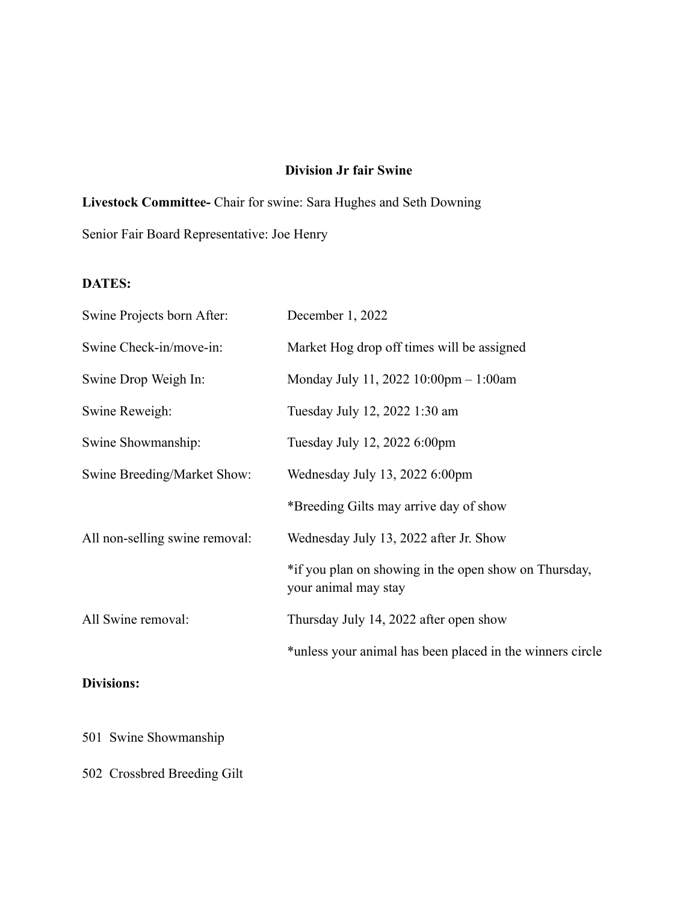**Division Jr fair Swine**

**Livestock Committee-** Chair for swine: Sara Hughes and Seth Downing

Senior Fair Board Representative: Joe Henry

**DATES:**

| | |
|---|---|
| Swine Projects born After: | December 1, 2022 |
| Swine Check-in/move-in: | Market Hog drop off times will be assigned |
| Swine Drop Weigh In: | Monday July 11, 2022 10:00pm – 1:00am |
| Swine Reweigh: | Tuesday July 12, 2022 1:30 am |
| Swine Showmanship: | Tuesday July 12, 2022 6:00pm |
| Swine Breeding/Market Show: | Wednesday July 13, 2022 6:00pm |
| | *Breeding Gilts may arrive day of show |
| All non-selling swine removal: | Wednesday July 13, 2022 after Jr. Show |
| | *if you plan on showing in the open show on Thursday, your animal may stay |
| All Swine removal: | Thursday July 14, 2022 after open show |
| | *unless your animal has been placed in the winners circle |

**Divisions:**

501 Swine Showmanship

502 Crossbred Breeding Gilt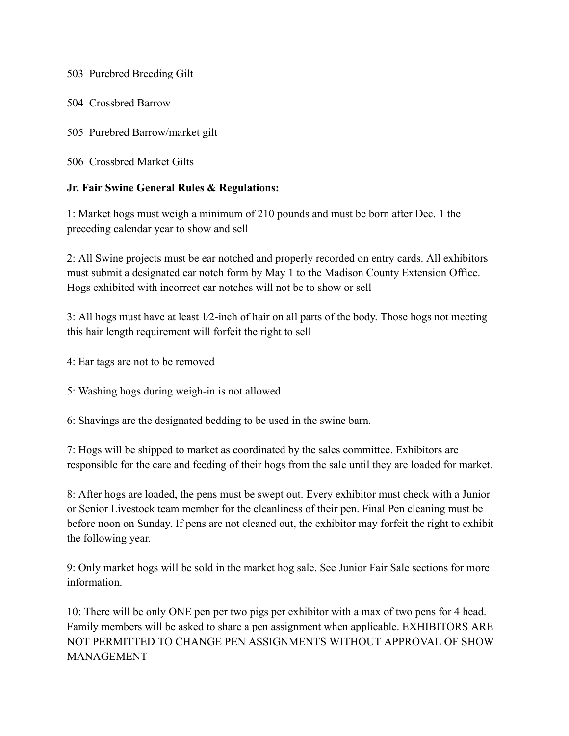503 Purebred Breeding Gilt

504 Crossbred Barrow

505 Purebred Barrow/market gilt

506 Crossbred Market Gilts

**Jr. Fair Swine General Rules & Regulations:**

1: Market hogs must weigh a minimum of 210 pounds and must be born after Dec. 1 the preceding calendar year to show and sell

2: All Swine projects must be ear notched and properly recorded on entry cards. All exhibitors must submit a designated ear notch form by May 1 to the Madison County Extension Office. Hogs exhibited with incorrect ear notches will not be to show or sell

3: All hogs must have at least 1⁄2-inch of hair on all parts of the body. Those hogs not meeting this hair length requirement will forfeit the right to sell

4: Ear tags are not to be removed

5: Washing hogs during weigh-in is not allowed

6: Shavings are the designated bedding to be used in the swine barn.

7: Hogs will be shipped to market as coordinated by the sales committee. Exhibitors are responsible for the care and feeding of their hogs from the sale until they are loaded for market.

8: After hogs are loaded, the pens must be swept out. Every exhibitor must check with a Junior or Senior Livestock team member for the cleanliness of their pen. Final Pen cleaning must be before noon on Sunday. If pens are not cleaned out, the exhibitor may forfeit the right to exhibit the following year.

9: Only market hogs will be sold in the market hog sale. See Junior Fair Sale sections for more information.

10: There will be only ONE pen per two pigs per exhibitor with a max of two pens for 4 head. Family members will be asked to share a pen assignment when applicable. EXHIBITORS ARE NOT PERMITTED TO CHANGE PEN ASSIGNMENTS WITHOUT APPROVAL OF SHOW MANAGEMENT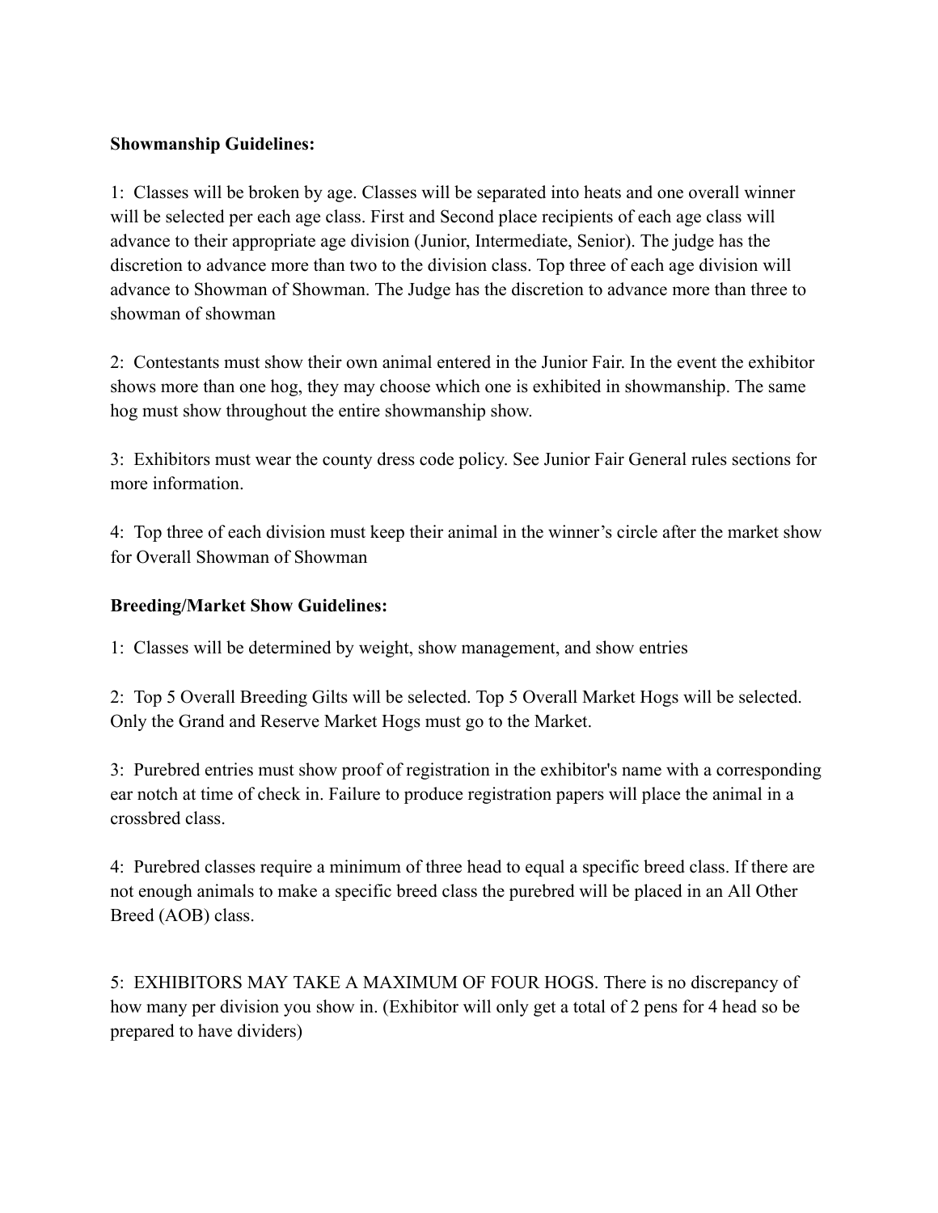**Showmanship Guidelines:**

1: Classes will be broken by age. Classes will be separated into heats and one overall winner will be selected per each age class. First and Second place recipients of each age class will advance to their appropriate age division (Junior, Intermediate, Senior). The judge has the discretion to advance more than two to the division class. Top three of each age division will advance to Showman of Showman. The Judge has the discretion to advance more than three to showman of showman

2: Contestants must show their own animal entered in the Junior Fair. In the event the exhibitor shows more than one hog, they may choose which one is exhibited in showmanship. The same hog must show throughout the entire showmanship show.

3: Exhibitors must wear the county dress code policy. See Junior Fair General rules sections for more information.

4: Top three of each division must keep their animal in the winner's circle after the market show for Overall Showman of Showman

**Breeding/Market Show Guidelines:**

1: Classes will be determined by weight, show management, and show entries

2: Top 5 Overall Breeding Gilts will be selected. Top 5 Overall Market Hogs will be selected. Only the Grand and Reserve Market Hogs must go to the Market.

3: Purebred entries must show proof of registration in the exhibitor's name with a corresponding ear notch at time of check in. Failure to produce registration papers will place the animal in a crossbred class.

4: Purebred classes require a minimum of three head to equal a specific breed class. If there are not enough animals to make a specific breed class the purebred will be placed in an All Other Breed (AOB) class.

5: EXHIBITORS MAY TAKE A MAXIMUM OF FOUR HOGS. There is no discrepancy of how many per division you show in. (Exhibitor will only get a total of 2 pens for 4 head so be prepared to have dividers)